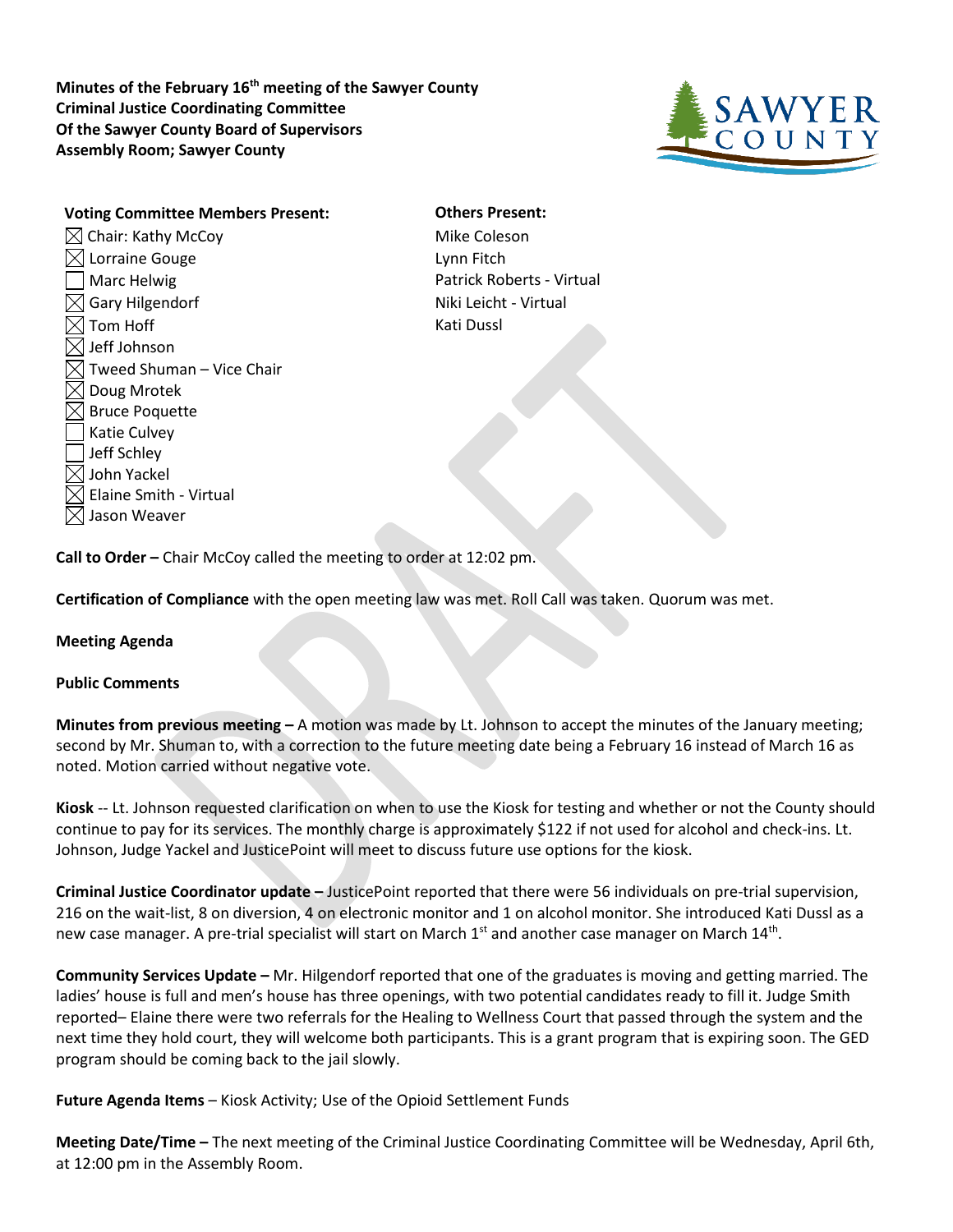**Minutes of the February 16th meeting of the Sawyer County Criminal Justice Coordinating Committee Of the Sawyer County Board of Supervisors Assembly Room; Sawyer County**

**Voting Committee Members Present:**

- ☒ Chair: Kathy McCoy
- ☒ Lorraine Gouge
- ☐ Marc Helwig
- ☒ Gary Hilgendorf
- ☒ Tom Hoff
- ☒ Jeff Johnson
- ☒ Tweed Shuman – Vice Chair
- ☒ Doug Mrotek
- ☒ Bruce Poquette
- ☐ Katie Culvey
- ☐ Jeff Schley
- ☒ John Yackel
- ☒ Elaine Smith - Virtual
- ☒ Jason Weaver

**Others Present:**

Mike Coleson
Lynn Fitch
Patrick Roberts - Virtual
Niki Leicht - Virtual
Kati Dussl

**Call to Order –** Chair McCoy called the meeting to order at 12:02 pm.

**Certification of Compliance** with the open meeting law was met. Roll Call was taken. Quorum was met.

**Meeting Agenda**

**Public Comments**

**Minutes from previous meeting –** A motion was made by Lt. Johnson to accept the minutes of the January meeting; second by Mr. Shuman to, with a correction to the future meeting date being a February 16 instead of March 16 as noted. Motion carried without negative vote.

**Kiosk** -- Lt. Johnson requested clarification on when to use the Kiosk for testing and whether or not the County should continue to pay for its services. The monthly charge is approximately $122 if not used for alcohol and check-ins. Lt. Johnson, Judge Yackel and JusticePoint will meet to discuss future use options for the kiosk.

**Criminal Justice Coordinator update –** JusticePoint reported that there were 56 individuals on pre-trial supervision, 216 on the wait-list, 8 on diversion, 4 on electronic monitor and 1 on alcohol monitor. She introduced Kati Dussl as a new case manager. A pre-trial specialist will start on March 1st and another case manager on March 14th.

**Community Services Update –** Mr. Hilgendorf reported that one of the graduates is moving and getting married. The ladies' house is full and men's house has three openings, with two potential candidates ready to fill it. Judge Smith reported– Elaine there were two referrals for the Healing to Wellness Court that passed through the system and the next time they hold court, they will welcome both participants. This is a grant program that is expiring soon. The GED program should be coming back to the jail slowly.

**Future Agenda Items** – Kiosk Activity; Use of the Opioid Settlement Funds

**Meeting Date/Time –** The next meeting of the Criminal Justice Coordinating Committee will be Wednesday, April 6th, at 12:00 pm in the Assembly Room.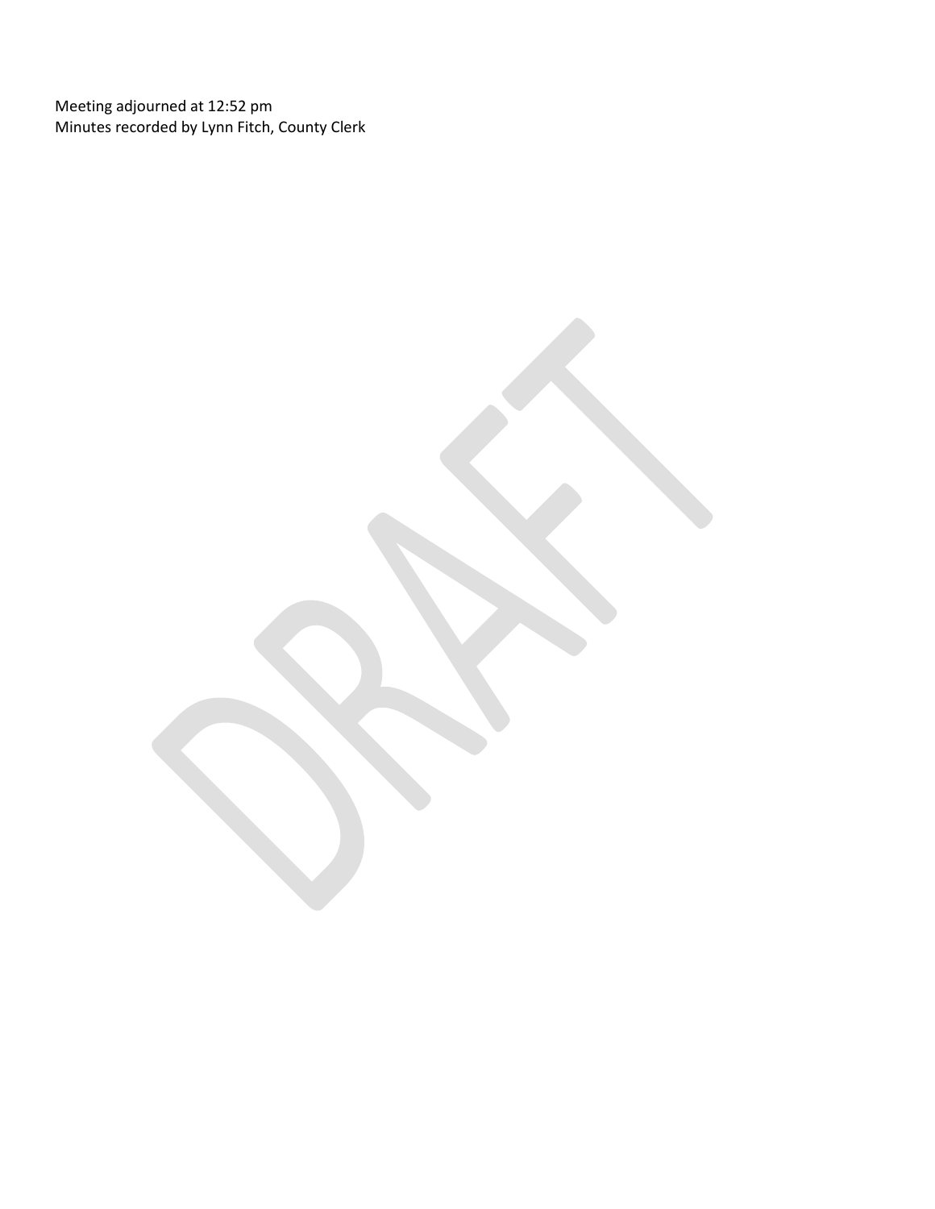Meeting adjourned at 12:52 pm
Minutes recorded by Lynn Fitch, County Clerk